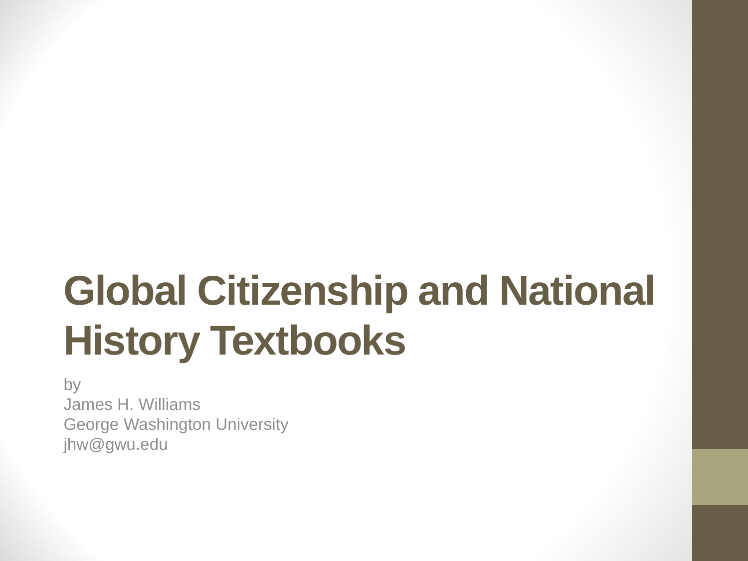# Global Citizenship and National History Textbooks

by
James H. Williams
George Washington University
jhw@gwu.edu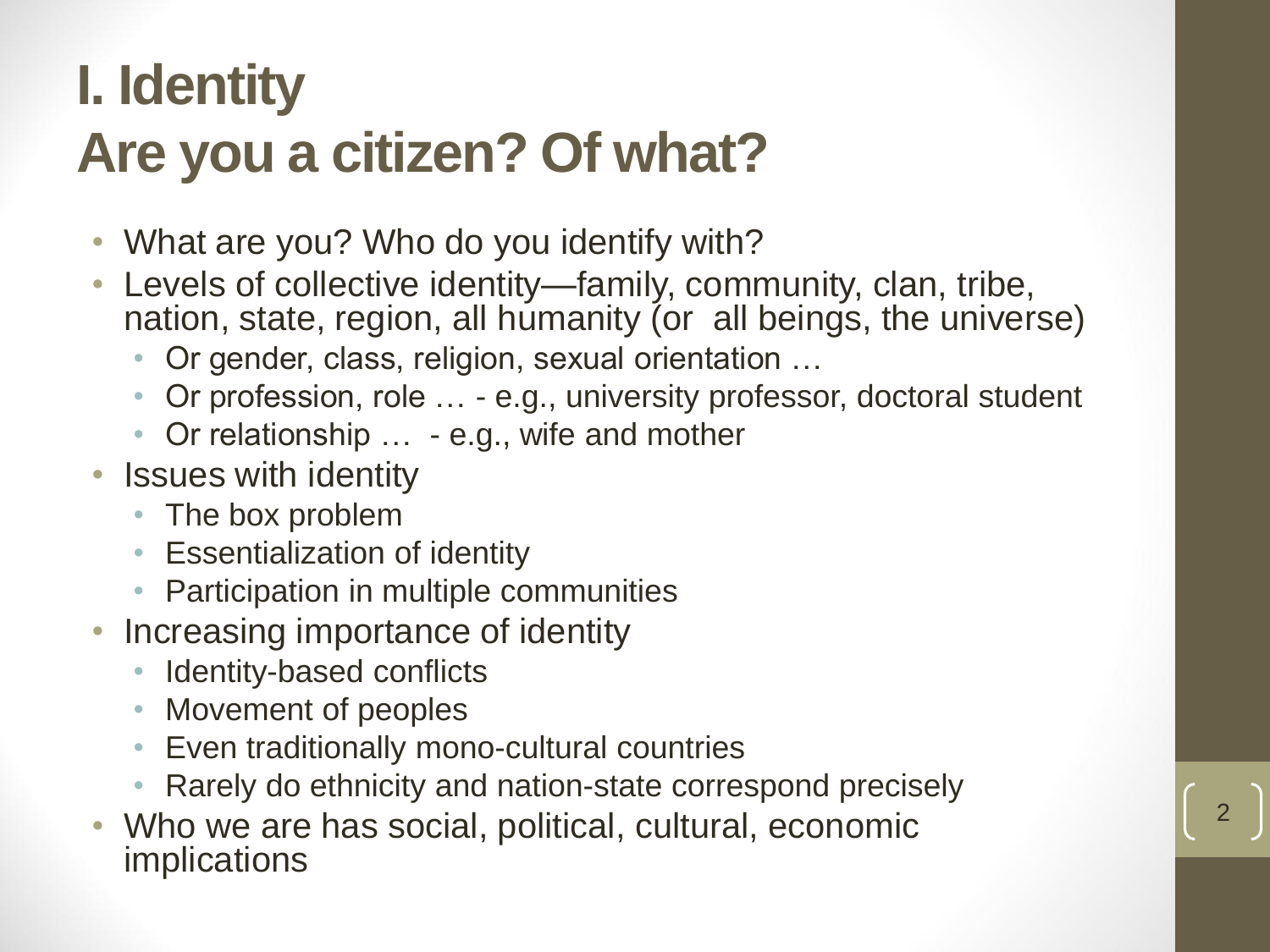# I. Identity
# Are you a citizen? Of what?

- What are you? Who do you identify with?
- Levels of collective identity—family, community, clan, tribe, nation, state, region, all humanity (or all beings, the universe)
  - Or gender, class, religion, sexual orientation …
  - Or profession, role … - e.g., university professor, doctoral student
  - Or relationship … - e.g., wife and mother
- Issues with identity
  - The box problem
  - Essentialization of identity
  - Participation in multiple communities
- Increasing importance of identity
  - Identity-based conflicts
  - Movement of peoples
  - Even traditionally mono-cultural countries
  - Rarely do ethnicity and nation-state correspond precisely
- Who we are has social, political, cultural, economic implications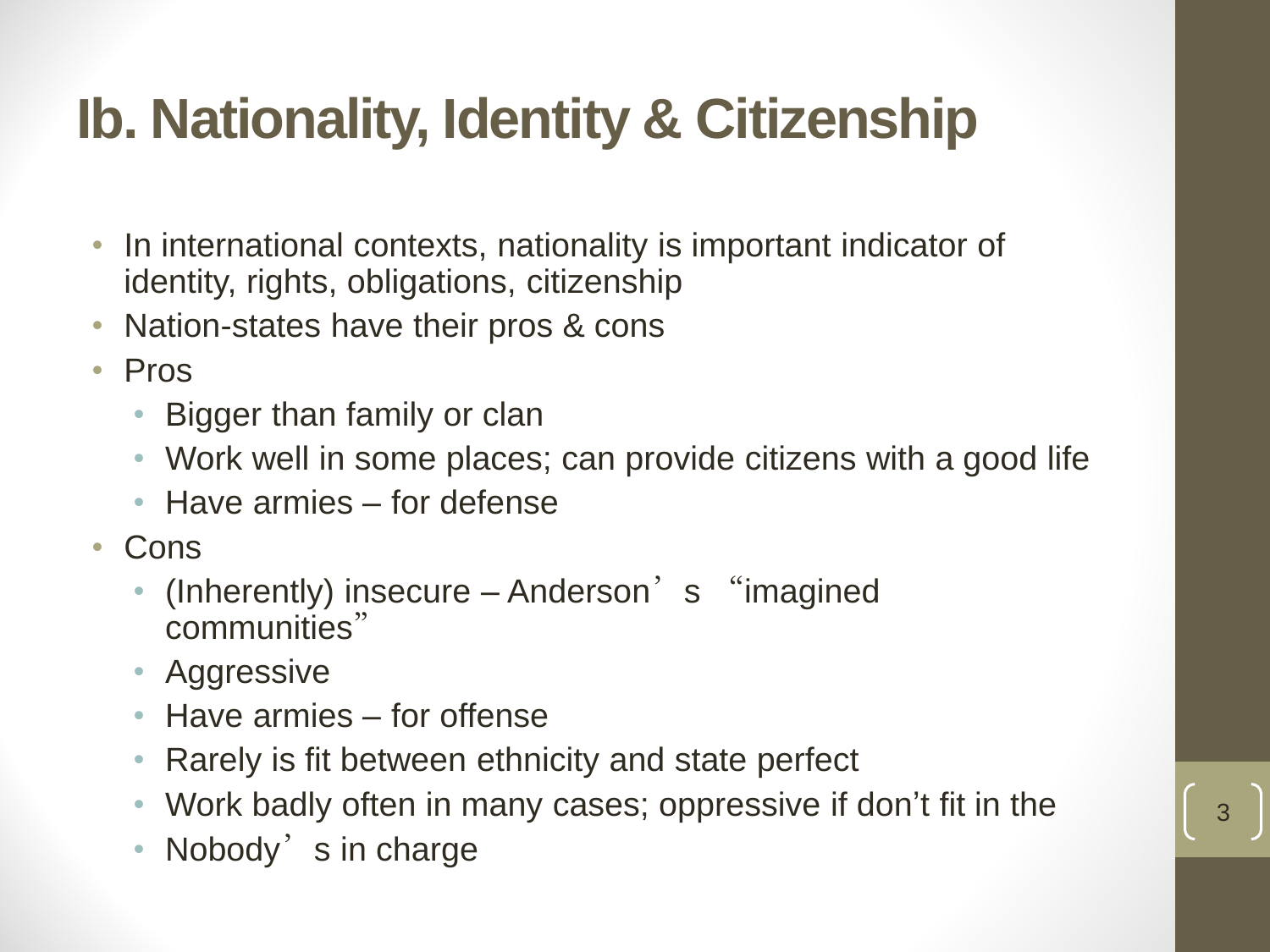# Ib. Nationality, Identity & Citizenship

- In international contexts, nationality is important indicator of identity, rights, obligations, citizenship
- Nation-states have their pros & cons
- Pros
  - Bigger than family or clan
  - Work well in some places; can provide citizens with a good life
  - Have armies – for defense
- Cons
  - (Inherently) insecure – Anderson’s “imagined communities”
  - Aggressive
  - Have armies – for offense
  - Rarely is fit between ethnicity and state perfect
  - Work badly often in many cases; oppressive if don’t fit in the
  - Nobody’s in charge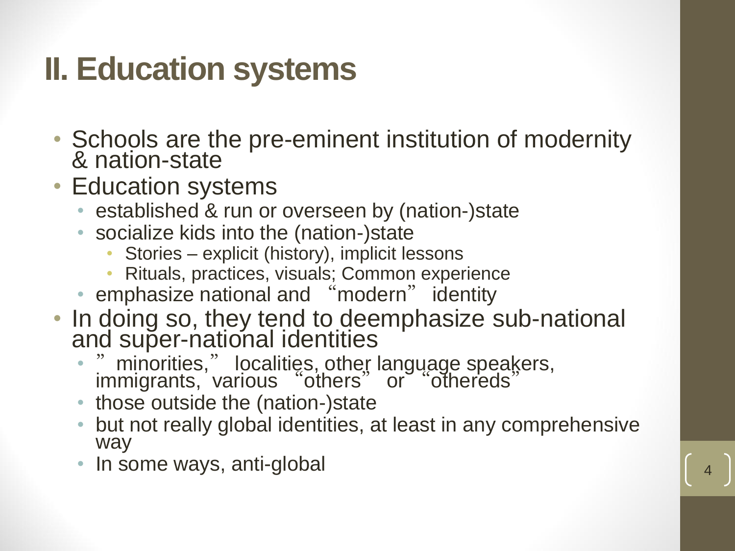# II. Education systems

- Schools are the pre-eminent institution of modernity & nation-state
- Education systems
  - established & run or overseen by (nation-)state
  - socialize kids into the (nation-)state
    - Stories – explicit (history), implicit lessons
    - Rituals, practices, visuals; Common experience
  - emphasize national and "modern" identity
- In doing so, they tend to deemphasize sub-national and super-national identities
  - "minorities," localities, other language speakers, immigrants, various "others" or "othereds"
  - those outside the (nation-)state
  - but not really global identities, at least in any comprehensive way
  - In some ways, anti-global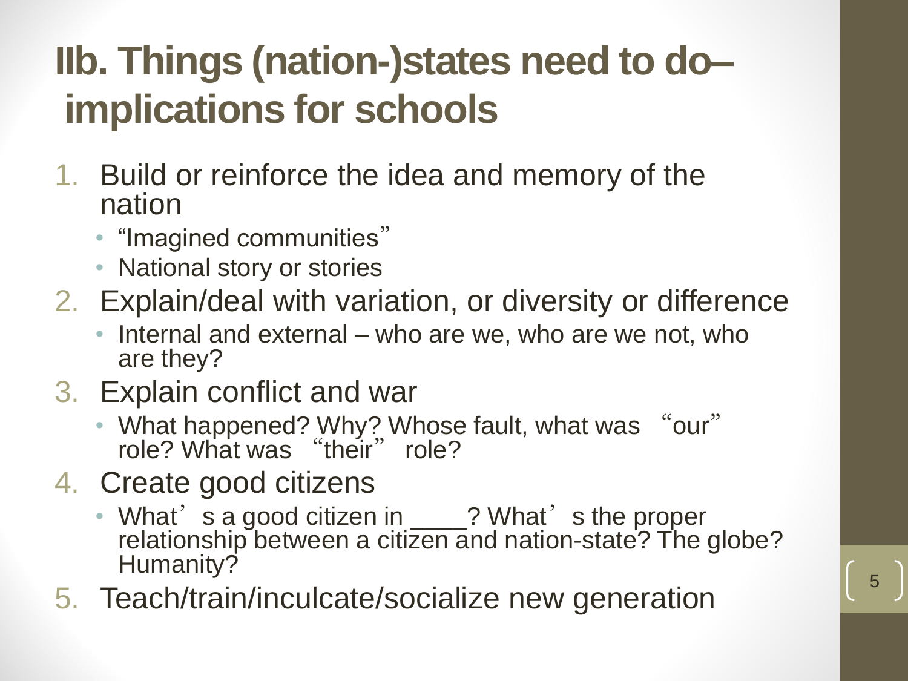# IIb. Things (nation-)states need to do– implications for schools

1. Build or reinforce the idea and memory of the nation
   - "Imagined communities"
   - National story or stories
2. Explain/deal with variation, or diversity or difference
   - Internal and external – who are we, who are we not, who are they?
3. Explain conflict and war
   - What happened? Why? Whose fault, what was "our" role? What was "their" role?
4. Create good citizens
   - What's a good citizen in ____? What's the proper relationship between a citizen and nation-state? The globe? Humanity?
5. Teach/train/inculcate/socialize new generation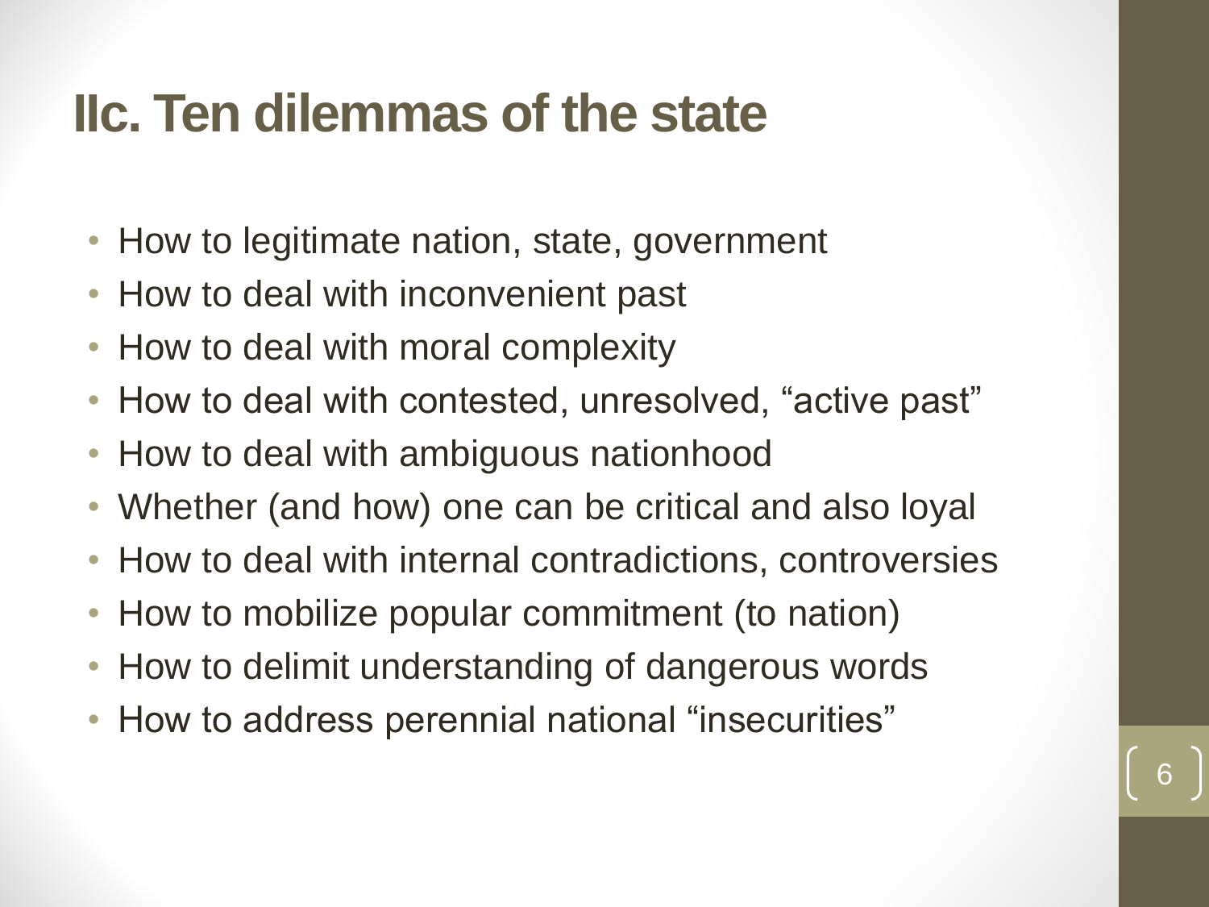# IIc. Ten dilemmas of the state

- How to legitimate nation, state, government
- How to deal with inconvenient past
- How to deal with moral complexity
- How to deal with contested, unresolved, "active past"
- How to deal with ambiguous nationhood
- Whether (and how) one can be critical and also loyal
- How to deal with internal contradictions, controversies
- How to mobilize popular commitment (to nation)
- How to delimit understanding of dangerous words
- How to address perennial national "insecurities"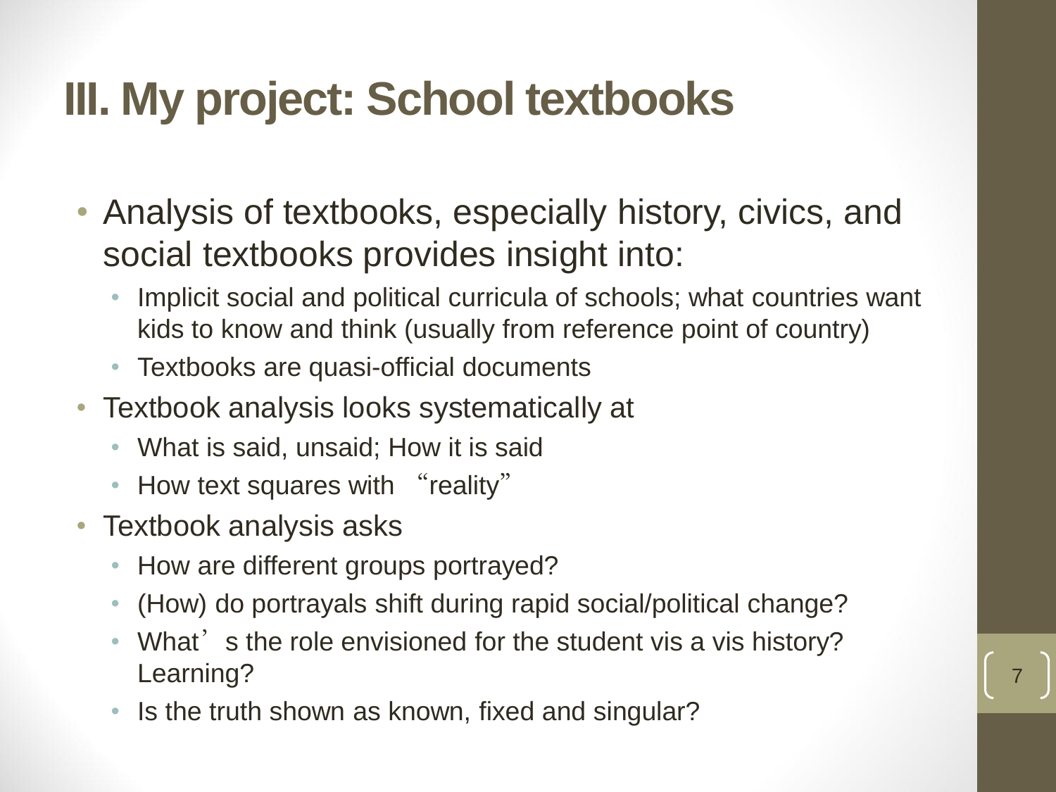# III. My project: School textbooks

- Analysis of textbooks, especially history, civics, and social textbooks provides insight into:
  - Implicit social and political curricula of schools; what countries want kids to know and think (usually from reference point of country)
  - Textbooks are quasi-official documents
- Textbook analysis looks systematically at
  - What is said, unsaid; How it is said
  - How text squares with "reality"
- Textbook analysis asks
  - How are different groups portrayed?
  - (How) do portrayals shift during rapid social/political change?
  - What's the role envisioned for the student vis a vis history? Learning?
  - Is the truth shown as known, fixed and singular?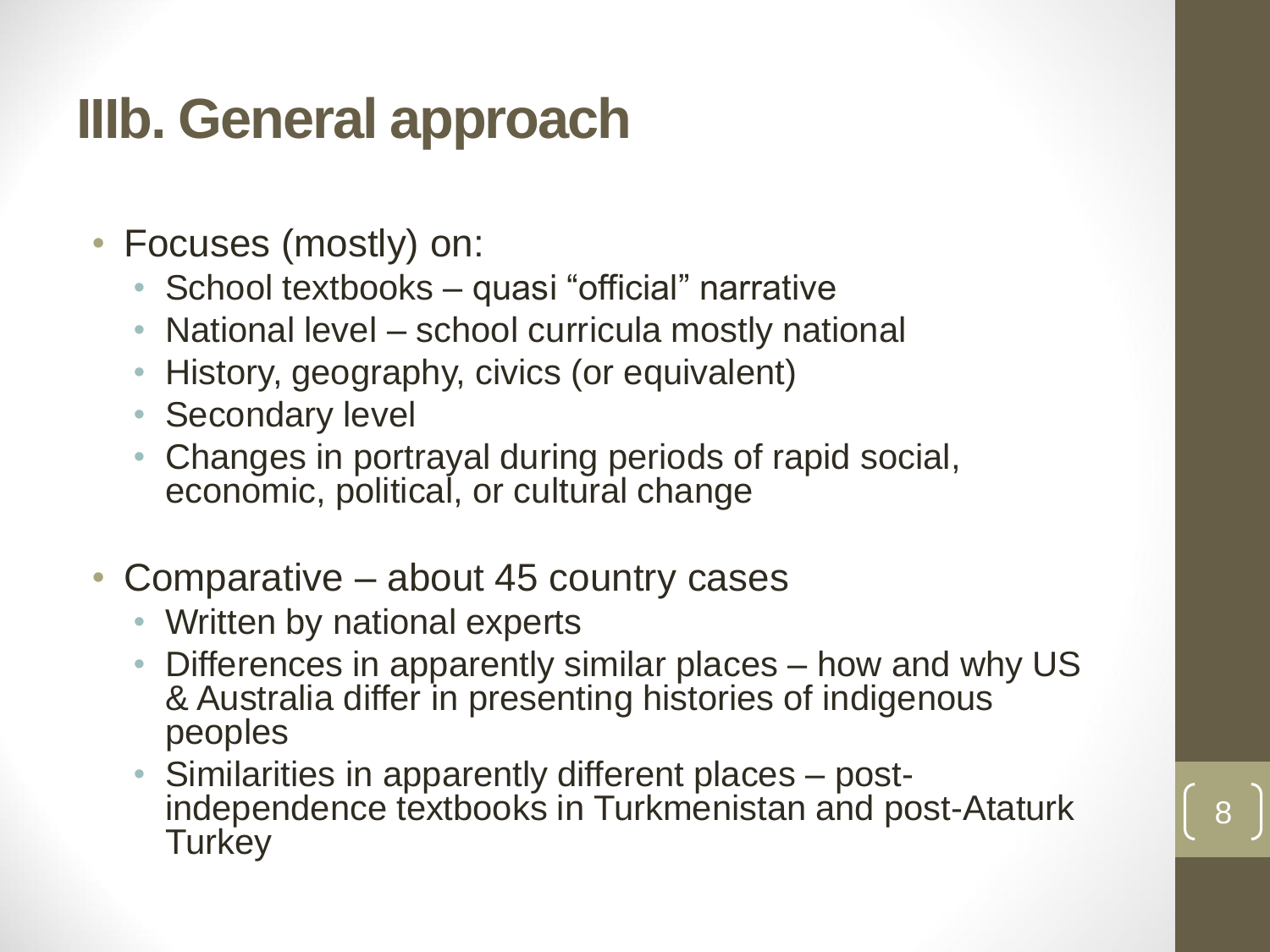# IIIb. General approach

- Focuses (mostly) on:
  - School textbooks – quasi "official" narrative
  - National level – school curricula mostly national
  - History, geography, civics (or equivalent)
  - Secondary level
  - Changes in portrayal during periods of rapid social, economic, political, or cultural change

- Comparative – about 45 country cases
  - Written by national experts
  - Differences in apparently similar places – how and why US & Australia differ in presenting histories of indigenous peoples
  - Similarities in apparently different places – post-independence textbooks in Turkmenistan and post-Ataturk Turkey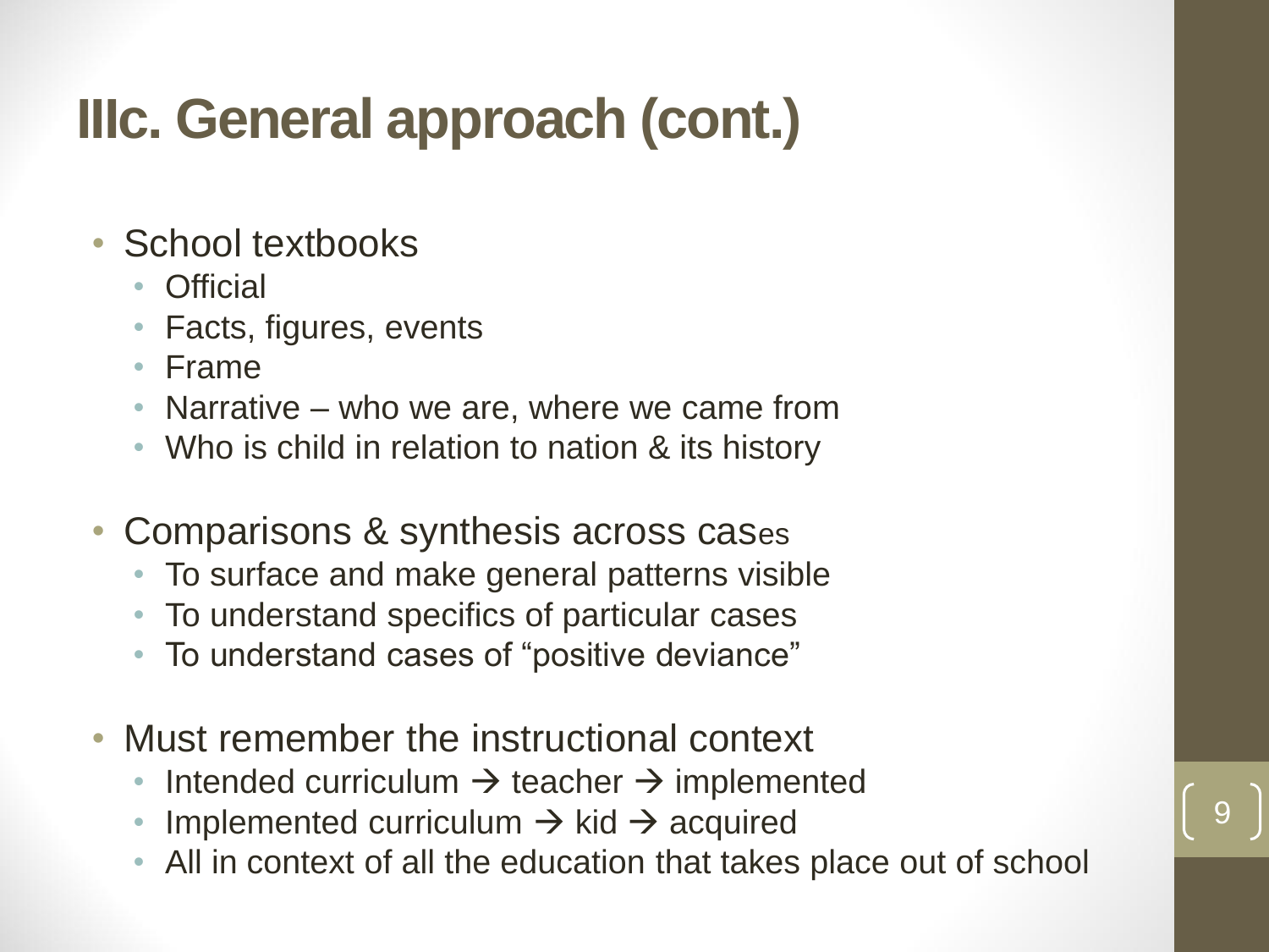# IIIc. General approach (cont.)

- School textbooks
  - Official
  - Facts, figures, events
  - Frame
  - Narrative – who we are, where we came from
  - Who is child in relation to nation & its history
- Comparisons & synthesis across cases
  - To surface and make general patterns visible
  - To understand specifics of particular cases
  - To understand cases of "positive deviance"
- Must remember the instructional context
  - Intended curriculum → teacher → implemented
  - Implemented curriculum → kid → acquired
  - All in context of all the education that takes place out of school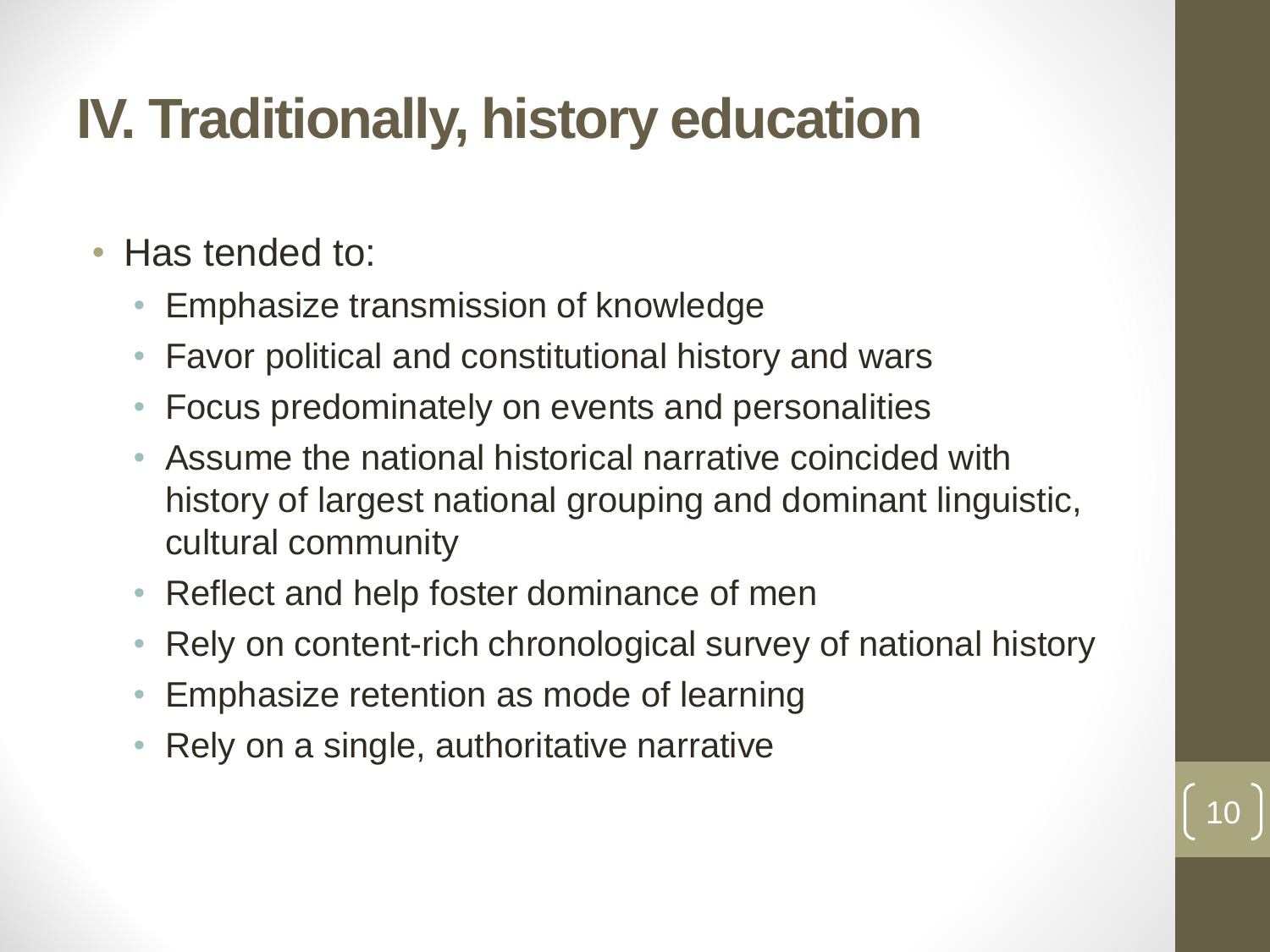# IV. Traditionally, history education

- Has tended to:
  - Emphasize transmission of knowledge
  - Favor political and constitutional history and wars
  - Focus predominately on events and personalities
  - Assume the national historical narrative coincided with history of largest national grouping and dominant linguistic, cultural community
  - Reflect and help foster dominance of men
  - Rely on content-rich chronological survey of national history
  - Emphasize retention as mode of learning
  - Rely on a single, authoritative narrative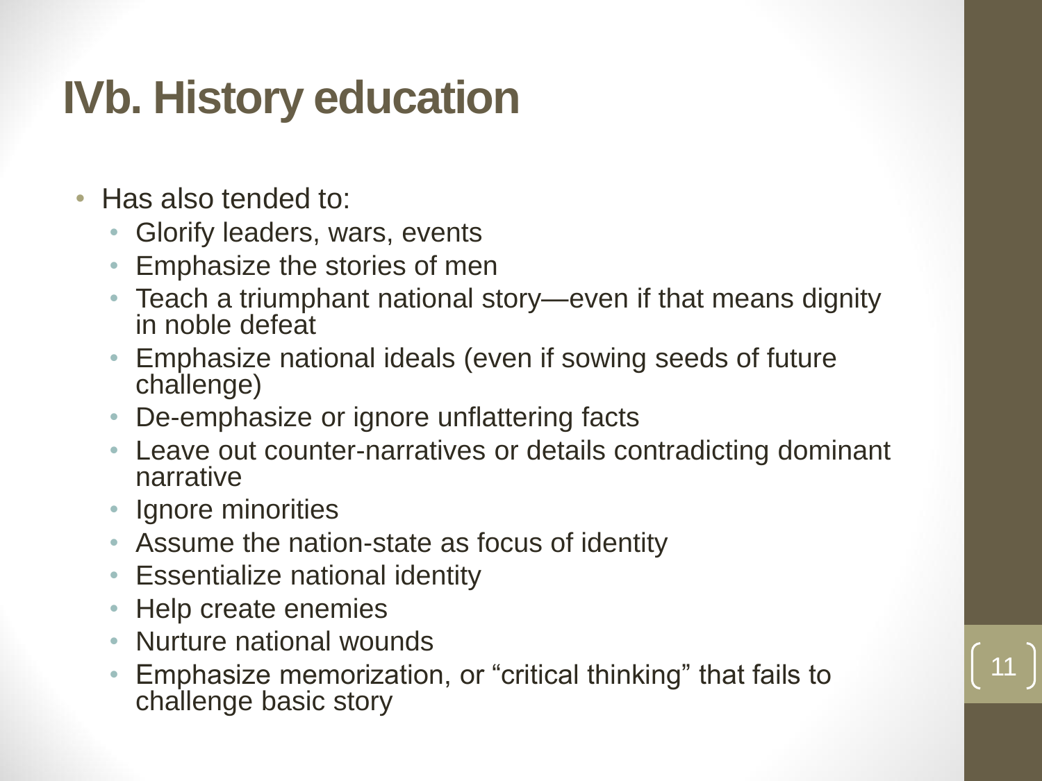# IVb. History education

- Has also tended to:
  - Glorify leaders, wars, events
  - Emphasize the stories of men
  - Teach a triumphant national story—even if that means dignity in noble defeat
  - Emphasize national ideals (even if sowing seeds of future challenge)
  - De-emphasize or ignore unflattering facts
  - Leave out counter-narratives or details contradicting dominant narrative
  - Ignore minorities
  - Assume the nation-state as focus of identity
  - Essentialize national identity
  - Help create enemies
  - Nurture national wounds
  - Emphasize memorization, or "critical thinking" that fails to challenge basic story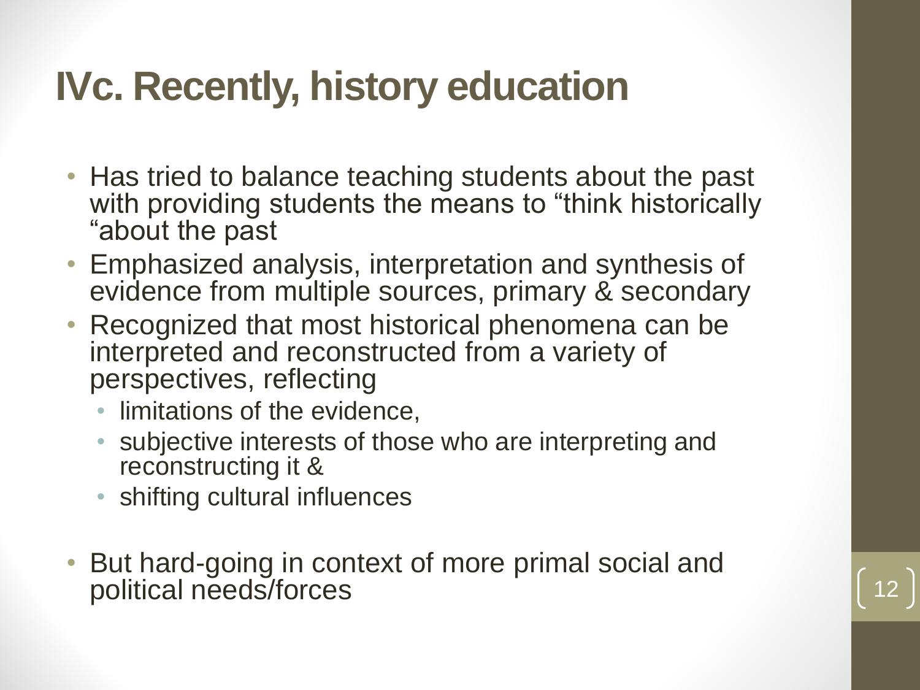# IVc. Recently, history education

- Has tried to balance teaching students about the past with providing students the means to "think historically "about the past
- Emphasized analysis, interpretation and synthesis of evidence from multiple sources, primary & secondary
- Recognized that most historical phenomena can be interpreted and reconstructed from a variety of perspectives, reflecting
  - limitations of the evidence,
  - subjective interests of those who are interpreting and reconstructing it &
  - shifting cultural influences
- But hard-going in context of more primal social and political needs/forces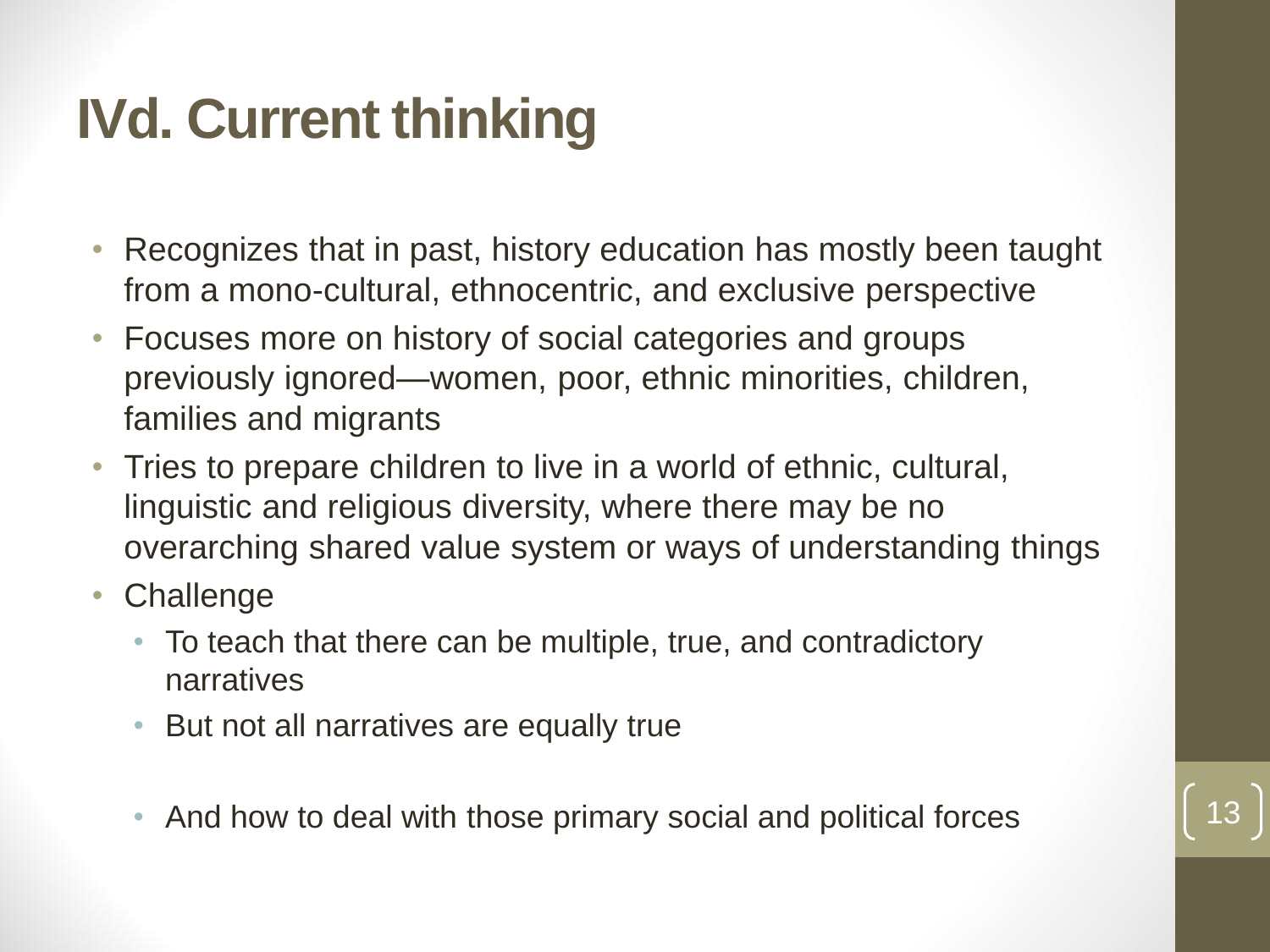# IVd. Current thinking

- Recognizes that in past, history education has mostly been taught from a mono-cultural, ethnocentric, and exclusive perspective
- Focuses more on history of social categories and groups previously ignored—women, poor, ethnic minorities, children, families and migrants
- Tries to prepare children to live in a world of ethnic, cultural, linguistic and religious diversity, where there may be no overarching shared value system or ways of understanding things
- Challenge
  - To teach that there can be multiple, true, and contradictory narratives
  - But not all narratives are equally true
  - And how to deal with those primary social and political forces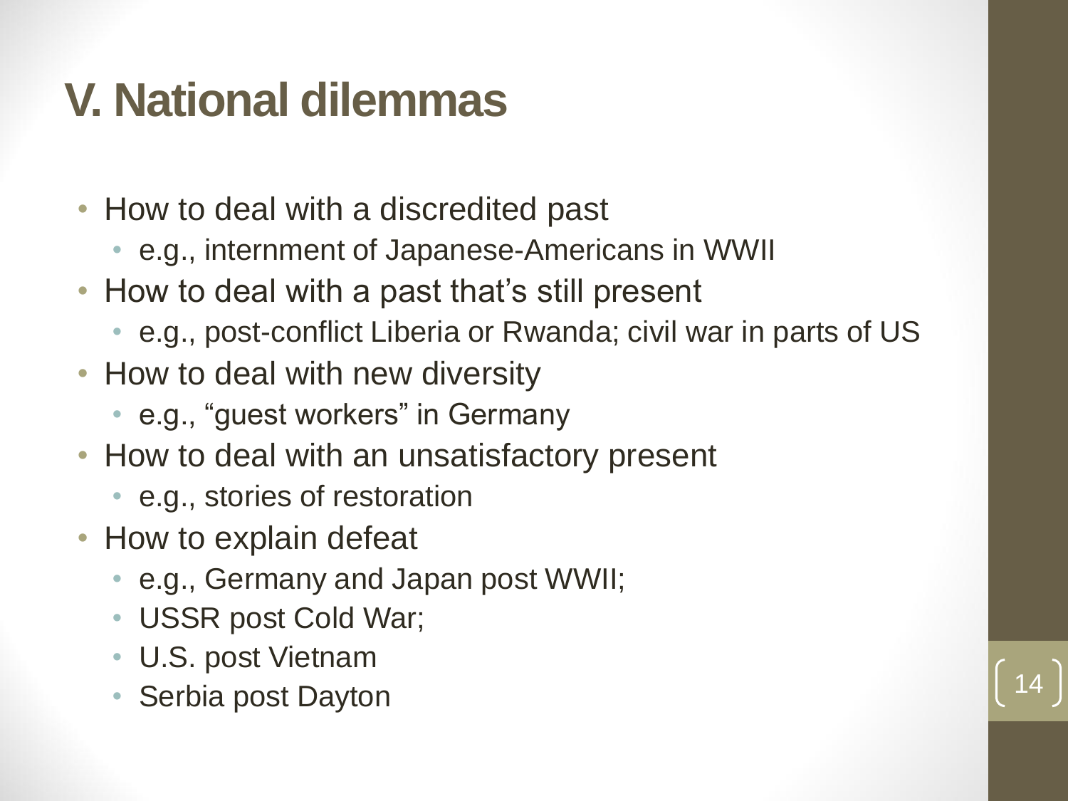# V. National dilemmas

- How to deal with a discredited past
  - e.g., internment of Japanese-Americans in WWII
- How to deal with a past that's still present
  - e.g., post-conflict Liberia or Rwanda; civil war in parts of US
- How to deal with new diversity
  - e.g., "guest workers" in Germany
- How to deal with an unsatisfactory present
  - e.g., stories of restoration
- How to explain defeat
  - e.g., Germany and Japan post WWII;
  - USSR post Cold War;
  - U.S. post Vietnam
  - Serbia post Dayton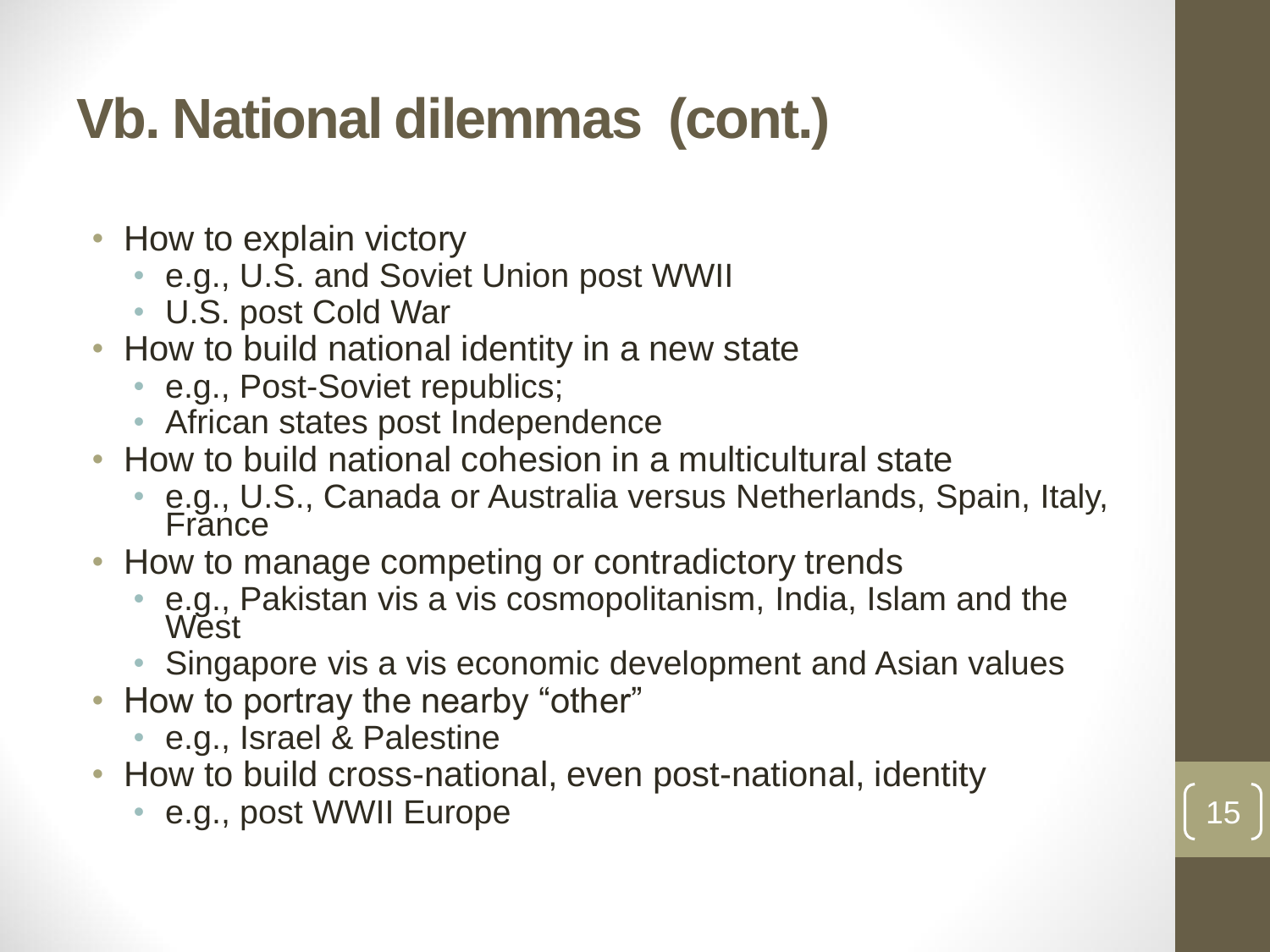# Vb. National dilemmas (cont.)

- How to explain victory
  - e.g., U.S. and Soviet Union post WWII
  - U.S. post Cold War
- How to build national identity in a new state
  - e.g., Post-Soviet republics;
  - African states post Independence
- How to build national cohesion in a multicultural state
  - e.g., U.S., Canada or Australia versus Netherlands, Spain, Italy, France
- How to manage competing or contradictory trends
  - e.g., Pakistan vis a vis cosmopolitanism, India, Islam and the West
  - Singapore vis a vis economic development and Asian values
- How to portray the nearby "other"
  - e.g., Israel & Palestine
- How to build cross-national, even post-national, identity
  - e.g., post WWII Europe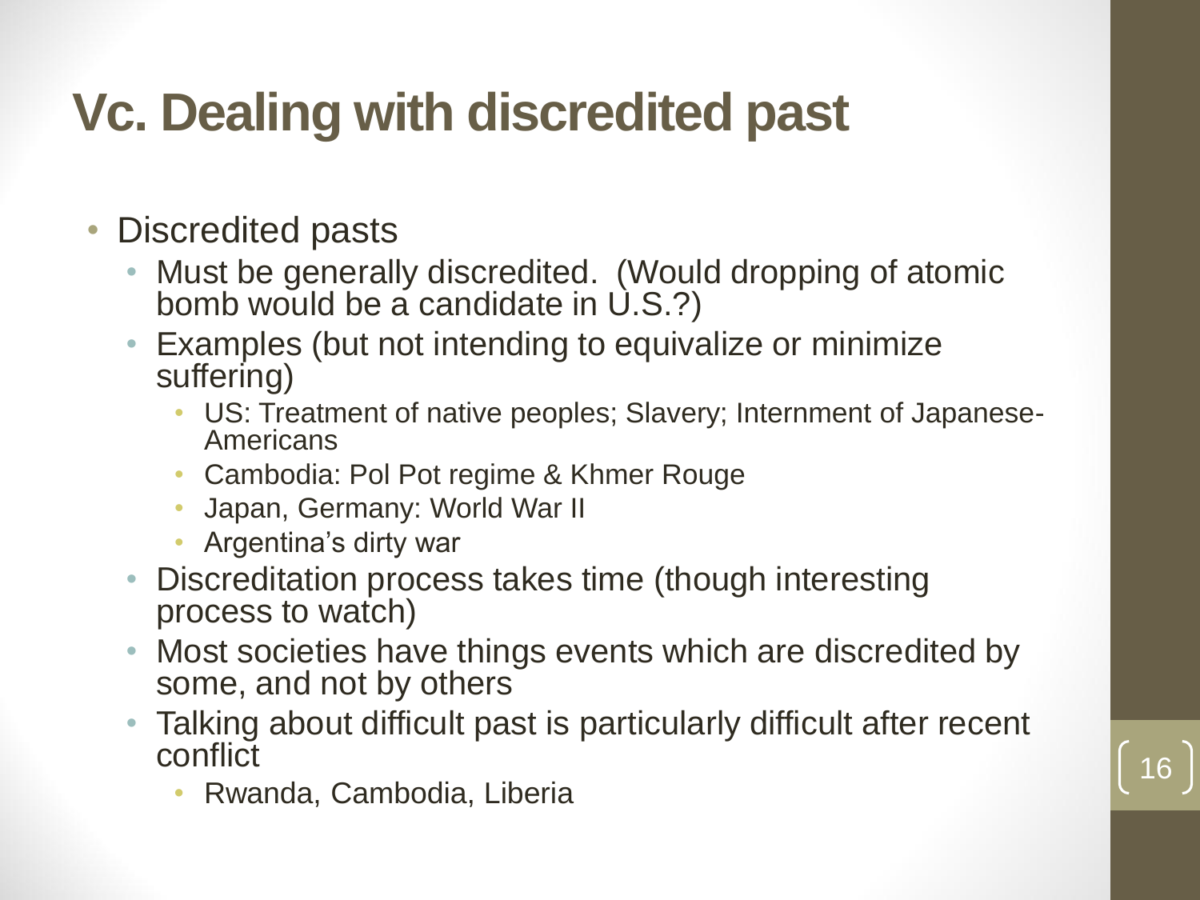# Vc. Dealing with discredited past

- Discredited pasts
  - Must be generally discredited. (Would dropping of atomic bomb would be a candidate in U.S.?)
  - Examples (but not intending to equivalize or minimize suffering)
    - US: Treatment of native peoples; Slavery; Internment of Japanese-Americans
    - Cambodia: Pol Pot regime & Khmer Rouge
    - Japan, Germany: World War II
    - Argentina's dirty war
  - Discreditation process takes time (though interesting process to watch)
  - Most societies have things events which are discredited by some, and not by others
  - Talking about difficult past is particularly difficult after recent conflict
    - Rwanda, Cambodia, Liberia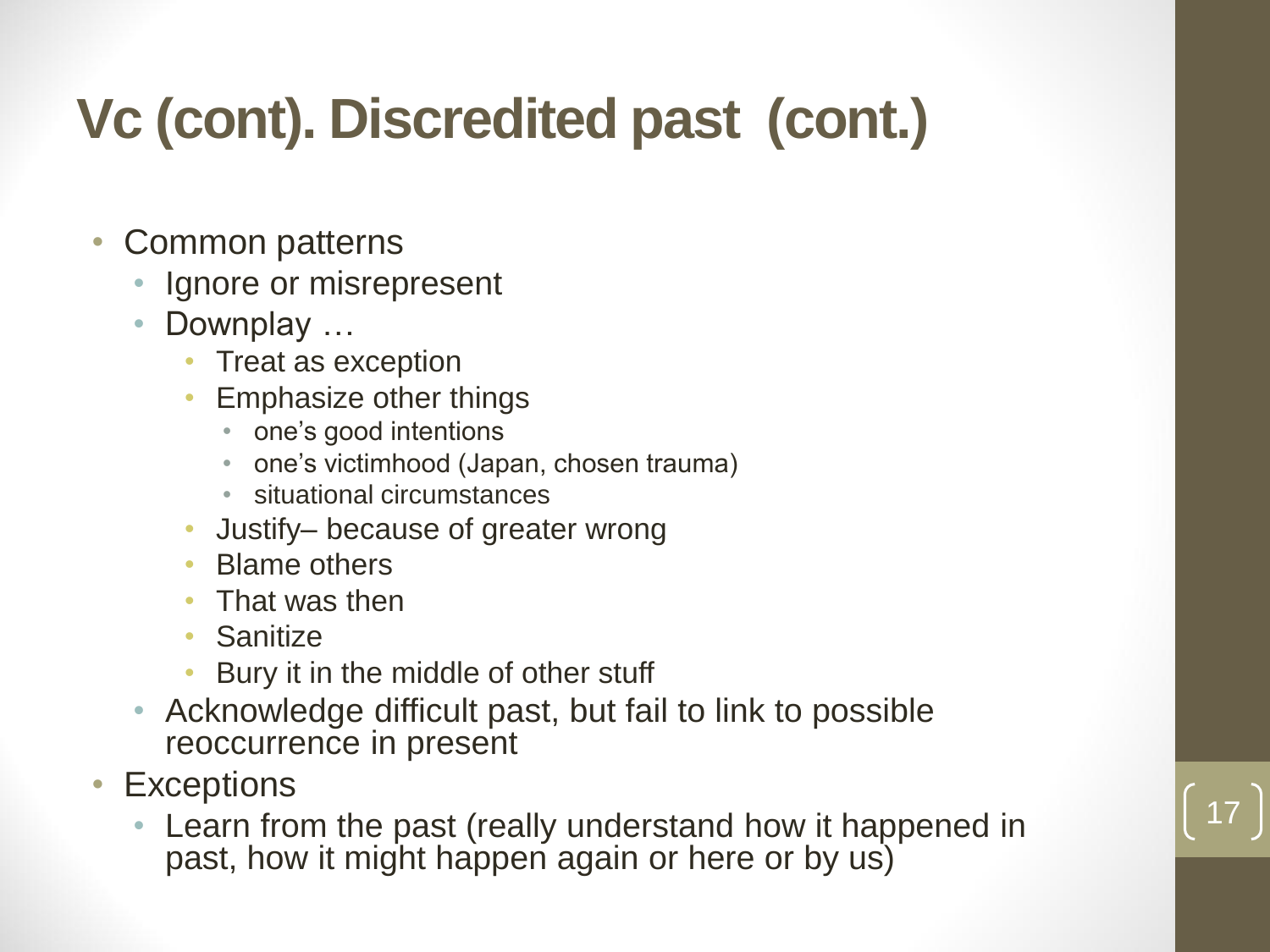# Vc (cont). Discredited past (cont.)

- Common patterns
  - Ignore or misrepresent
  - Downplay …
    - Treat as exception
    - Emphasize other things
      - one's good intentions
      - one's victimhood (Japan, chosen trauma)
      - situational circumstances
    - Justify– because of greater wrong
    - Blame others
    - That was then
    - Sanitize
    - Bury it in the middle of other stuff
  - Acknowledge difficult past, but fail to link to possible reoccurrence in present
- Exceptions
  - Learn from the past (really understand how it happened in past, how it might happen again or here or by us)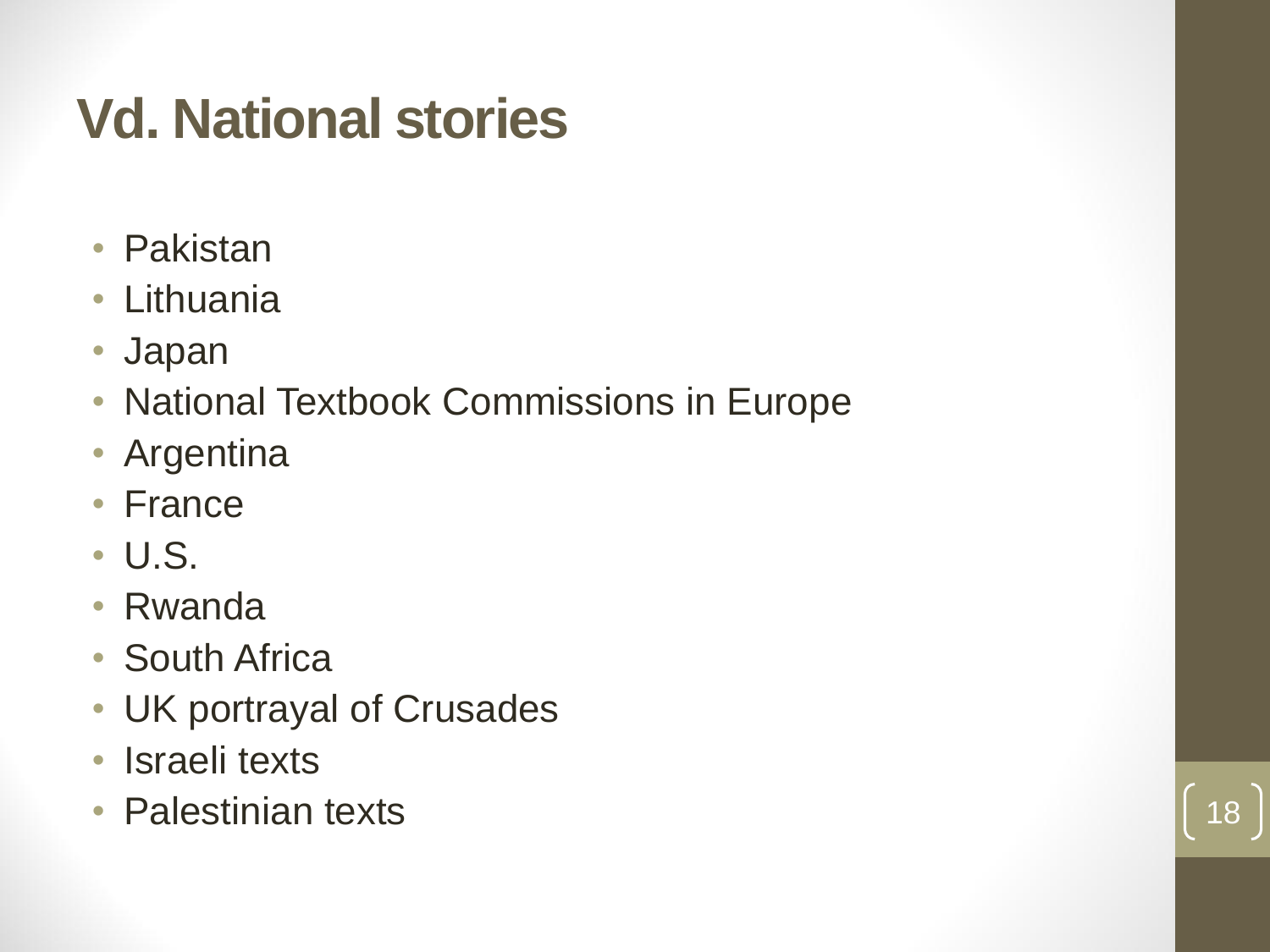# Vd. National stories

- Pakistan
- Lithuania
- Japan
- National Textbook Commissions in Europe
- Argentina
- France
- U.S.
- Rwanda
- South Africa
- UK portrayal of Crusades
- Israeli texts
- Palestinian texts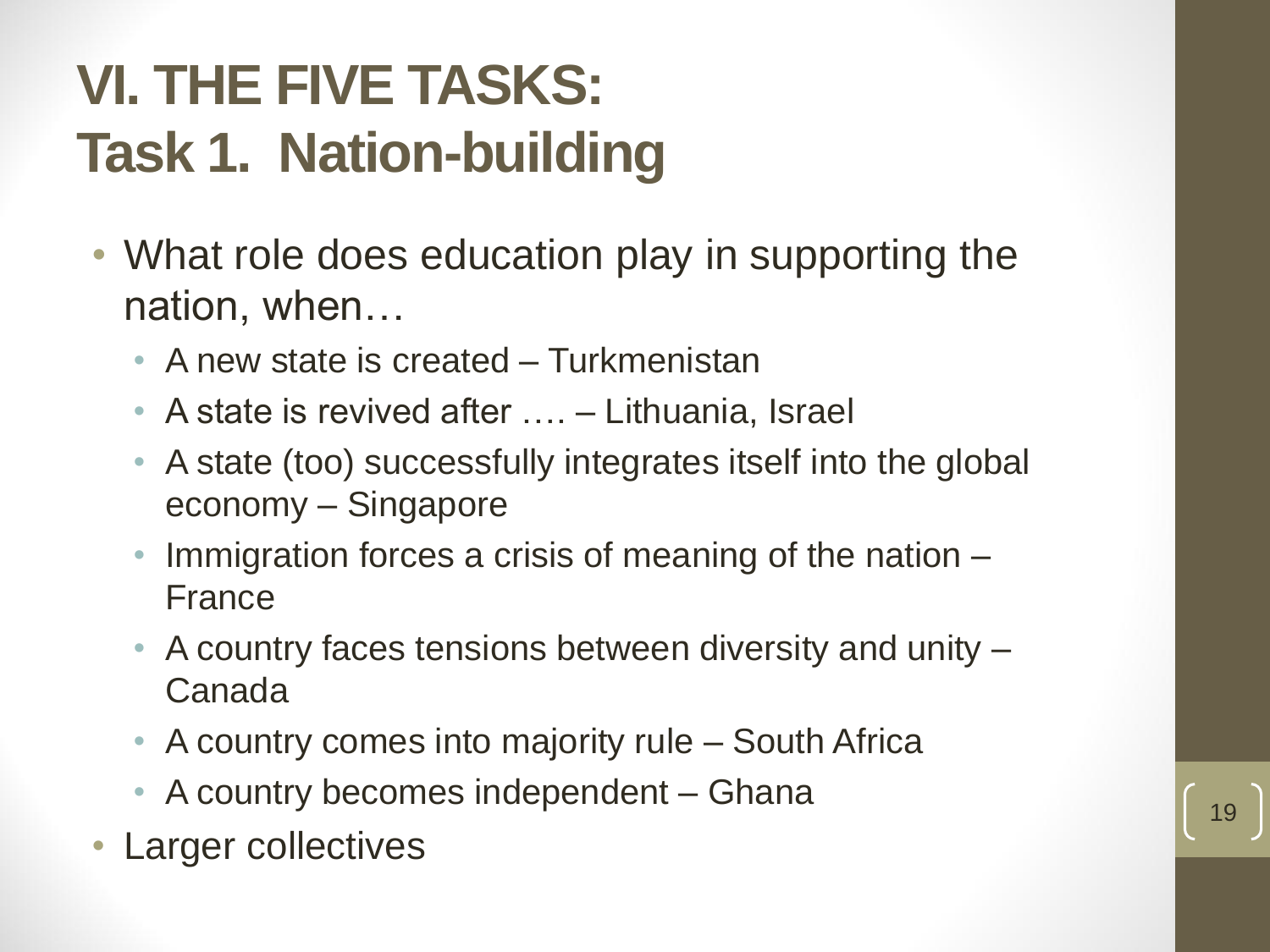# VI. THE FIVE TASKS: Task 1. Nation-building

- What role does education play in supporting the nation, when…
  - A new state is created – Turkmenistan
  - A state is revived after …. – Lithuania, Israel
  - A state (too) successfully integrates itself into the global economy – Singapore
  - Immigration forces a crisis of meaning of the nation – France
  - A country faces tensions between diversity and unity – Canada
  - A country comes into majority rule – South Africa
  - A country becomes independent – Ghana
- Larger collectives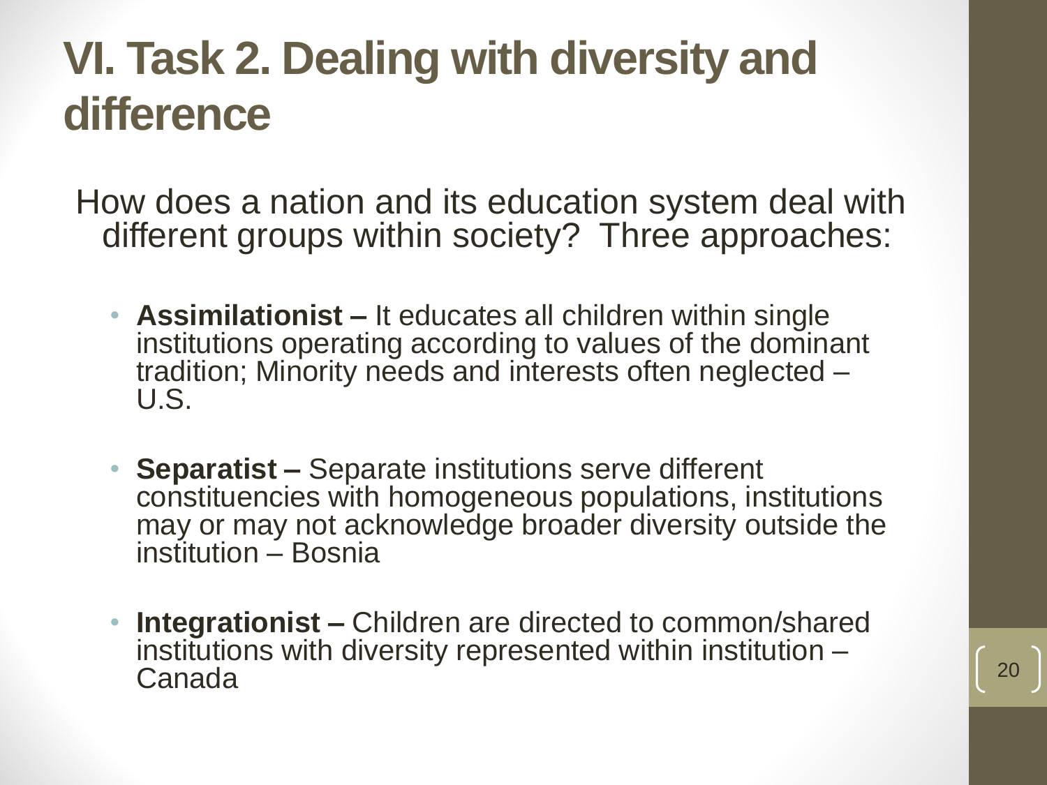# VI. Task 2. Dealing with diversity and difference

How does a nation and its education system deal with different groups within society? Three approaches:

- **Assimilationist –** It educates all children within single institutions operating according to values of the dominant tradition; Minority needs and interests often neglected – U.S.
- **Separatist –** Separate institutions serve different constituencies with homogeneous populations, institutions may or may not acknowledge broader diversity outside the institution – Bosnia
- **Integrationist –** Children are directed to common/shared institutions with diversity represented within institution – Canada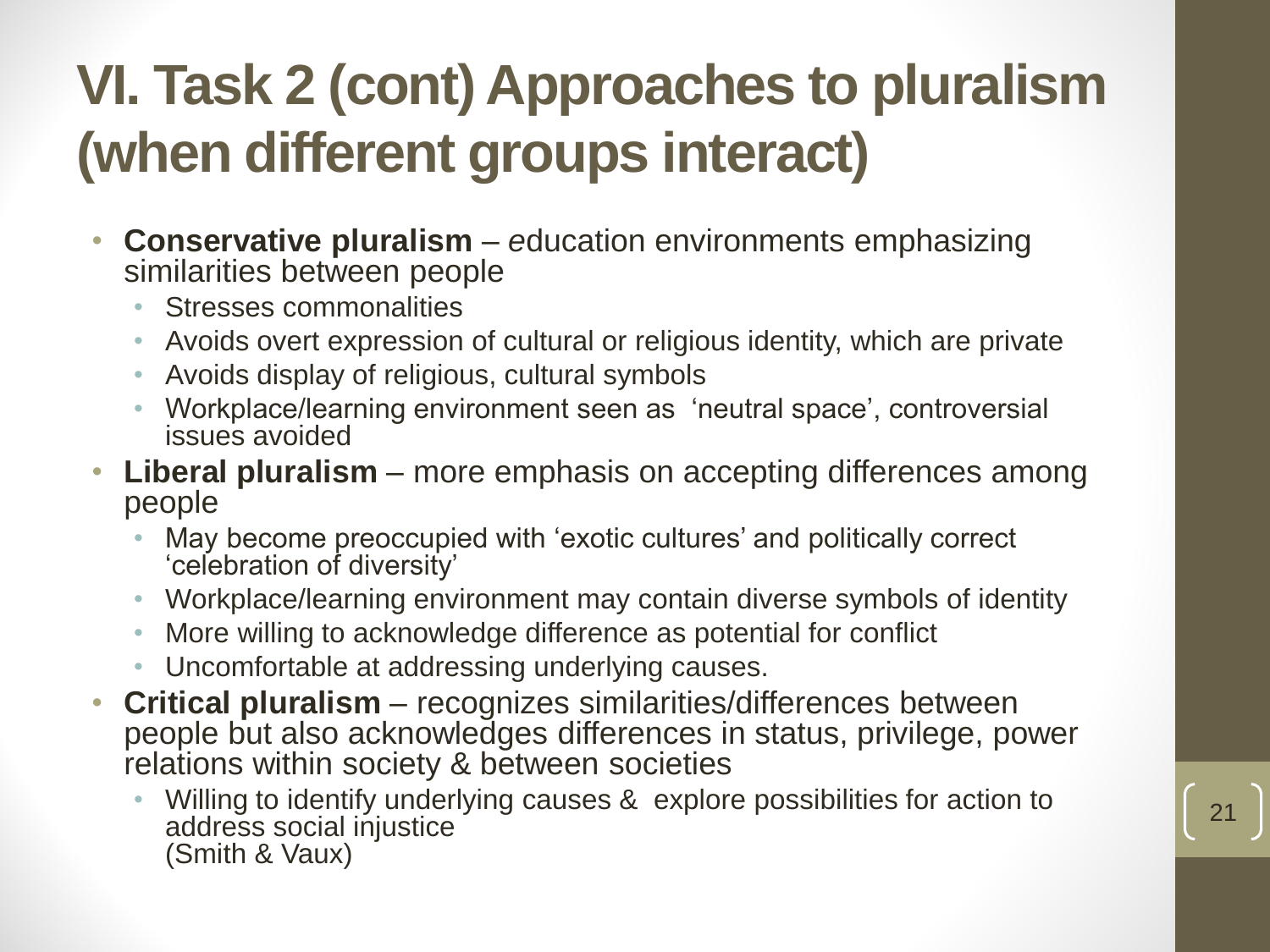# VI. Task 2 (cont) Approaches to pluralism (when different groups interact)

- **Conservative pluralism** – *e*ducation environments emphasizing similarities between people
  - Stresses commonalities
  - Avoids overt expression of cultural or religious identity, which are private
  - Avoids display of religious, cultural symbols
  - Workplace/learning environment seen as 'neutral space', controversial issues avoided
- **Liberal pluralism** – more emphasis on accepting differences among people
  - May become preoccupied with 'exotic cultures' and politically correct 'celebration of diversity'
  - Workplace/learning environment may contain diverse symbols of identity
  - More willing to acknowledge difference as potential for conflict
  - Uncomfortable at addressing underlying causes.
- **Critical pluralism** – recognizes similarities/differences between people but also acknowledges differences in status, privilege, power relations within society & between societies
  - Willing to identify underlying causes & explore possibilities for action to address social injustice
    (Smith & Vaux)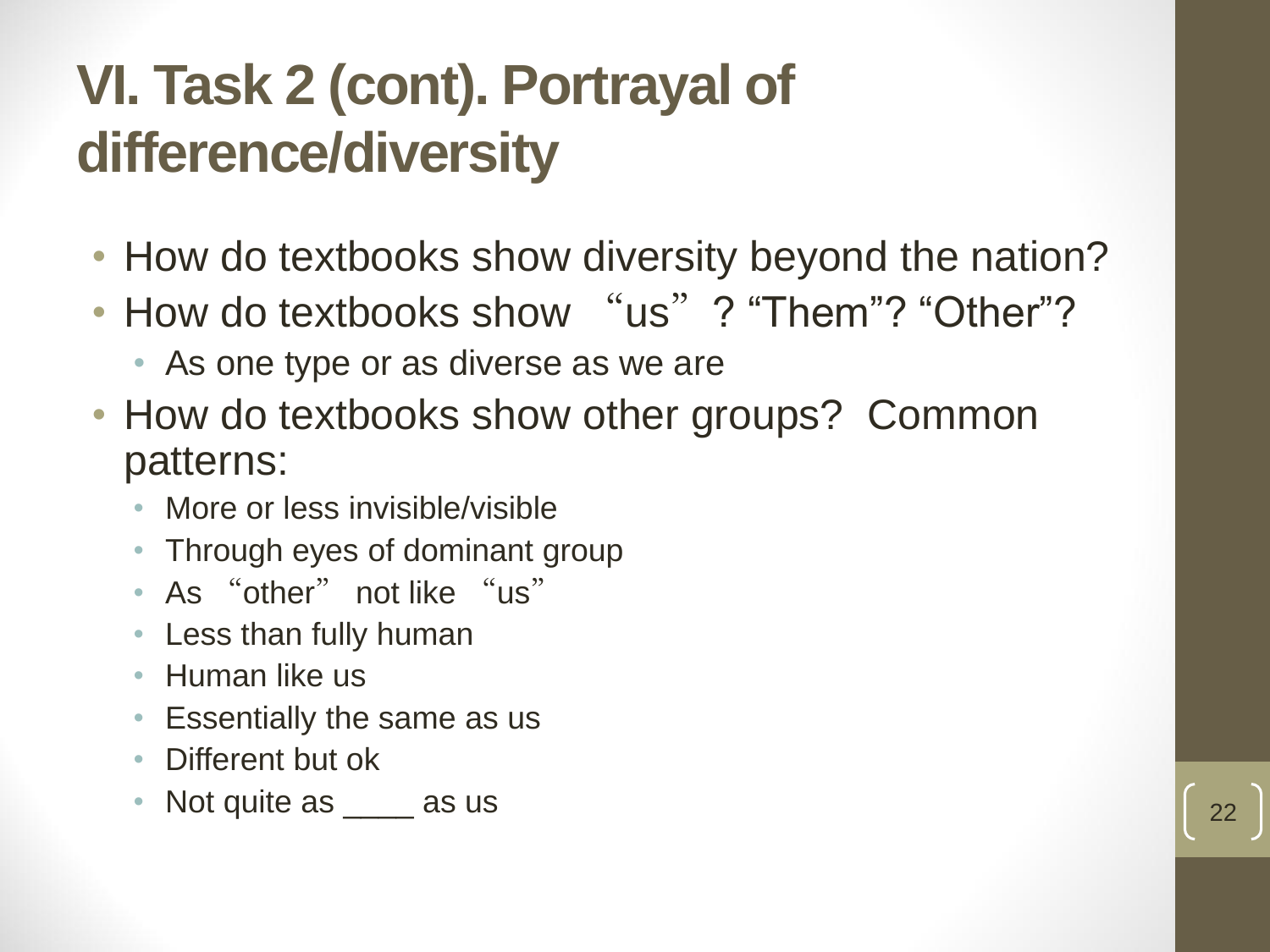# VI. Task 2 (cont). Portrayal of difference/diversity

- How do textbooks show diversity beyond the nation?
- How do textbooks show "us"? "Them"? "Other"?
  - As one type or as diverse as we are
- How do textbooks show other groups? Common patterns:
  - More or less invisible/visible
  - Through eyes of dominant group
  - As "other" not like "us"
  - Less than fully human
  - Human like us
  - Essentially the same as us
  - Different but ok
  - Not quite as ____ as us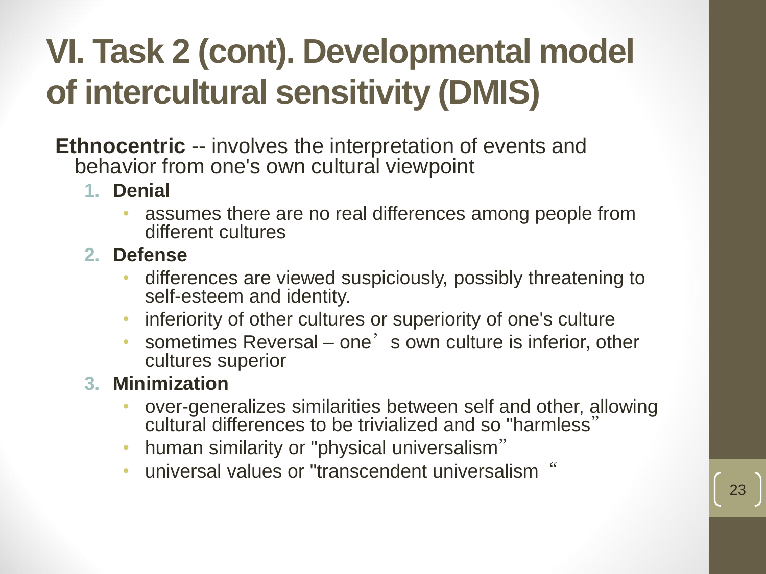# VI. Task 2 (cont). Developmental model of intercultural sensitivity (DMIS)

**Ethnocentric** -- involves the interpretation of events and behavior from one's own cultural viewpoint

1. **Denial**
   - assumes there are no real differences among people from different cultures
2. **Defense**
   - differences are viewed suspiciously, possibly threatening to self-esteem and identity.
   - inferiority of other cultures or superiority of one's culture
   - sometimes Reversal – one’s own culture is inferior, other cultures superior
3. **Minimization**
   - over-generalizes similarities between self and other, allowing cultural differences to be trivialized and so "harmless”
   - human similarity or "physical universalism”
   - universal values or "transcendent universalism“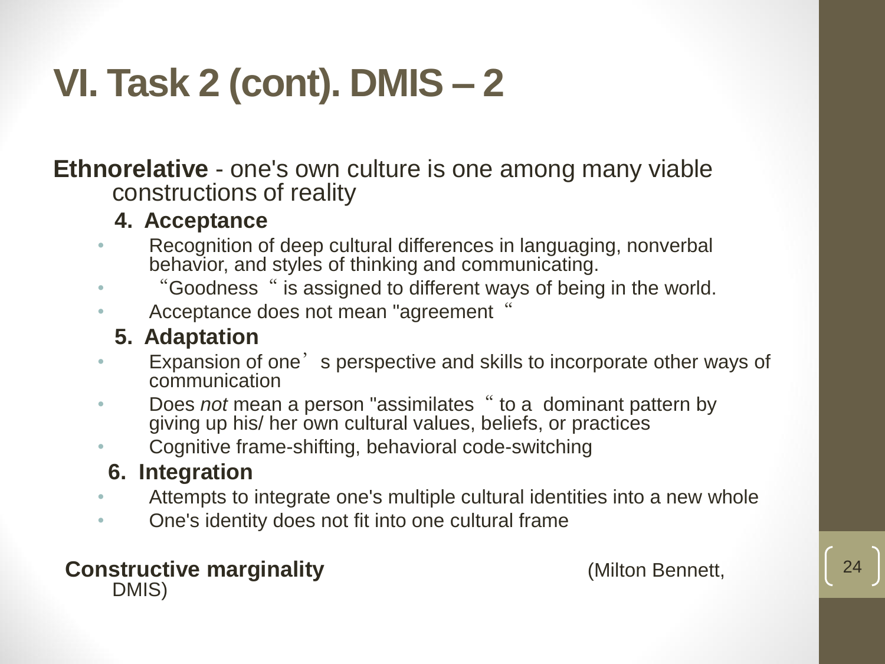# VI. Task 2 (cont). DMIS – 2

**Ethnorelative** - one's own culture is one among many viable constructions of reality

**4. Acceptance**

- Recognition of deep cultural differences in languaging, nonverbal behavior, and styles of thinking and communicating.
- "Goodness " is assigned to different ways of being in the world.
- Acceptance does not mean "agreement "

**5. Adaptation**

- Expansion of one' s perspective and skills to incorporate other ways of communication
- Does *not* mean a person "assimilates " to a dominant pattern by giving up his/ her own cultural values, beliefs, or practices
- Cognitive frame-shifting, behavioral code-switching

**6. Integration**

- Attempts to integrate one's multiple cultural identities into a new whole
- One's identity does not fit into one cultural frame

**Constructive marginality** (Milton Bennett, DMIS)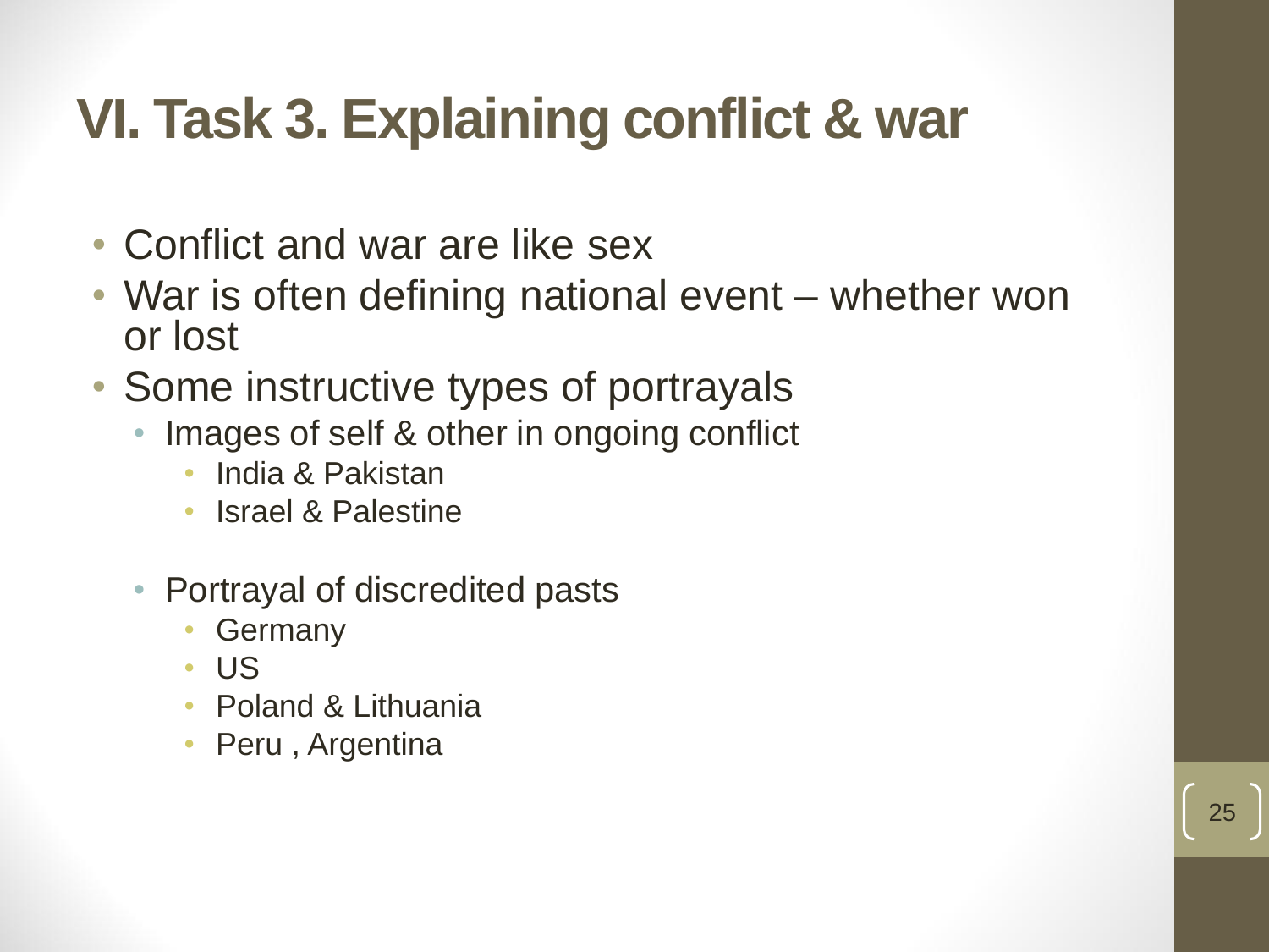# VI. Task 3. Explaining conflict & war

- Conflict and war are like sex
- War is often defining national event – whether won or lost
- Some instructive types of portrayals
  - Images of self & other in ongoing conflict
    - India & Pakistan
    - Israel & Palestine
  - Portrayal of discredited pasts
    - Germany
    - US
    - Poland & Lithuania
    - Peru , Argentina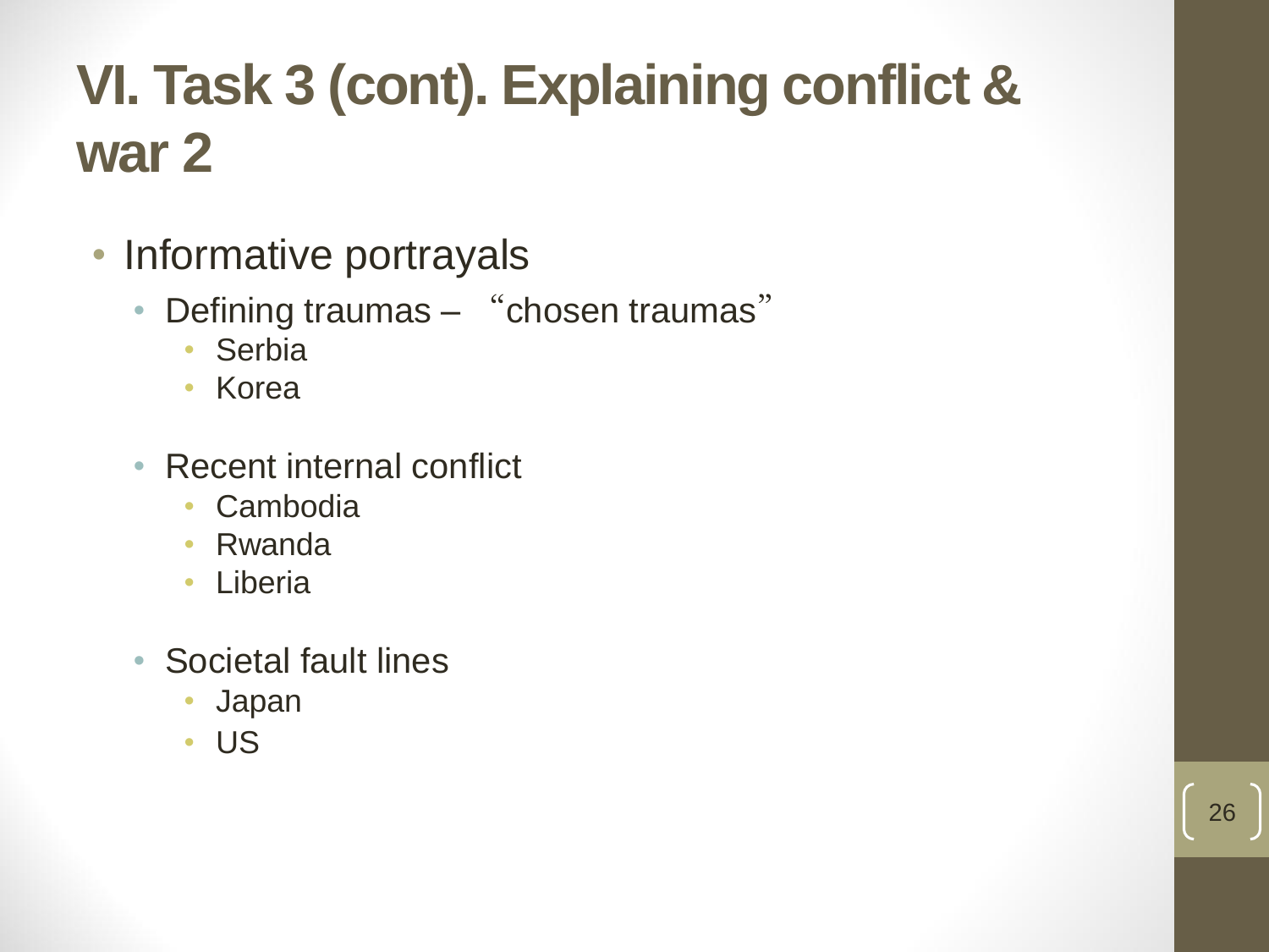# VI. Task 3 (cont). Explaining conflict & war 2

- Informative portrayals
  - Defining traumas – "chosen traumas"
    - Serbia
    - Korea
  - Recent internal conflict
    - Cambodia
    - Rwanda
    - Liberia
  - Societal fault lines
    - Japan
    - US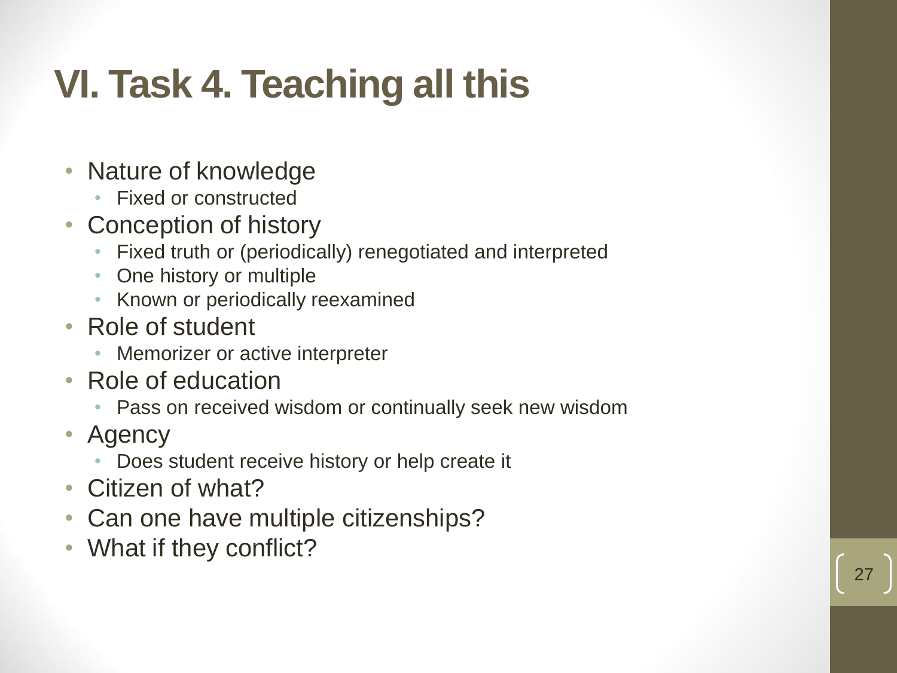# VI. Task 4. Teaching all this

- Nature of knowledge
  - Fixed or constructed
- Conception of history
  - Fixed truth or (periodically) renegotiated and interpreted
  - One history or multiple
  - Known or periodically reexamined
- Role of student
  - Memorizer or active interpreter
- Role of education
  - Pass on received wisdom or continually seek new wisdom
- Agency
  - Does student receive history or help create it
- Citizen of what?
- Can one have multiple citizenships?
- What if they conflict?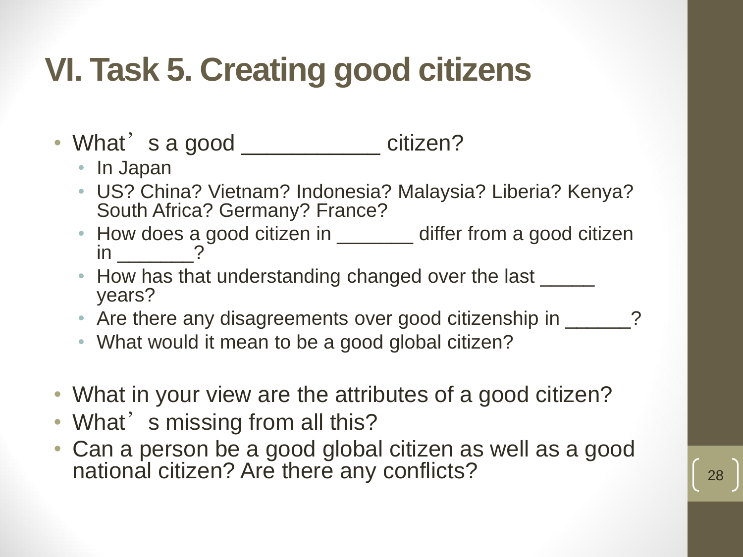# VI. Task 5. Creating good citizens

- What's a good ___________ citizen?
  - In Japan
  - US? China? Vietnam? Indonesia? Malaysia? Liberia? Kenya? South Africa? Germany? France?
  - How does a good citizen in _______ differ from a good citizen in _______?
  - How has that understanding changed over the last _____ years?
  - Are there any disagreements over good citizenship in ______?
  - What would it mean to be a good global citizen?

- What in your view are the attributes of a good citizen?
- What's missing from all this?
- Can a person be a good global citizen as well as a good national citizen? Are there any conflicts?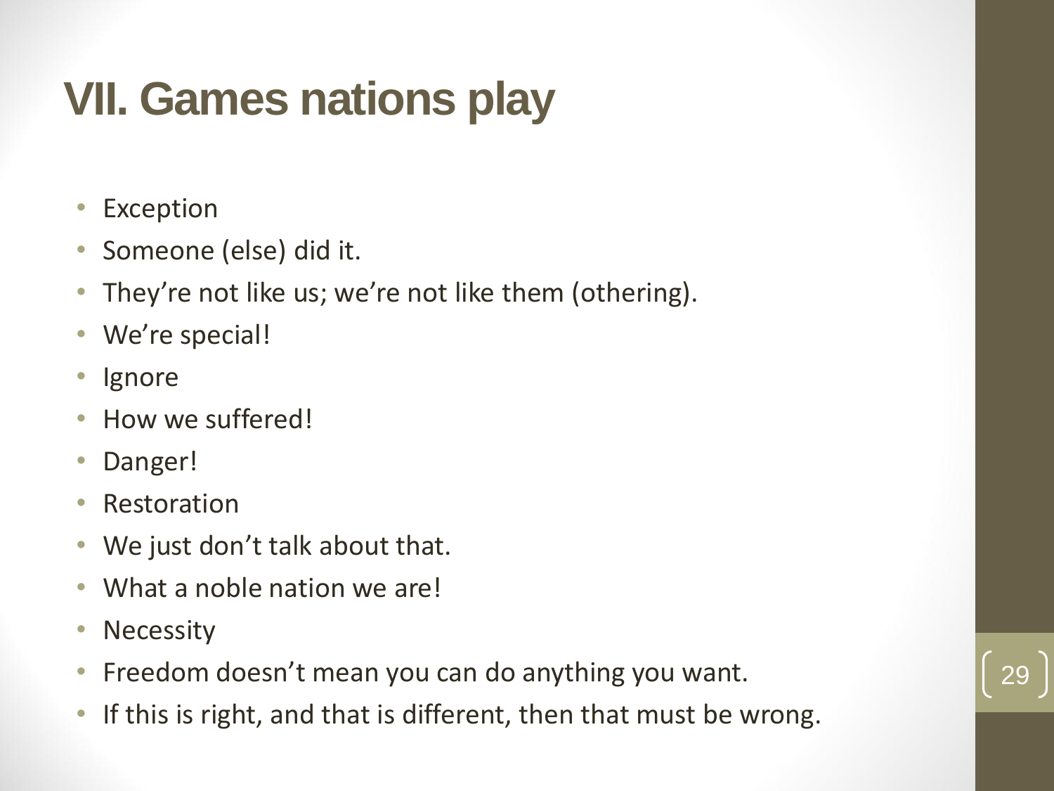# VII. Games nations play

- Exception
- Someone (else) did it.
- They're not like us; we're not like them (othering).
- We're special!
- Ignore
- How we suffered!
- Danger!
- Restoration
- We just don't talk about that.
- What a noble nation we are!
- Necessity
- Freedom doesn't mean you can do anything you want.
- If this is right, and that is different, then that must be wrong.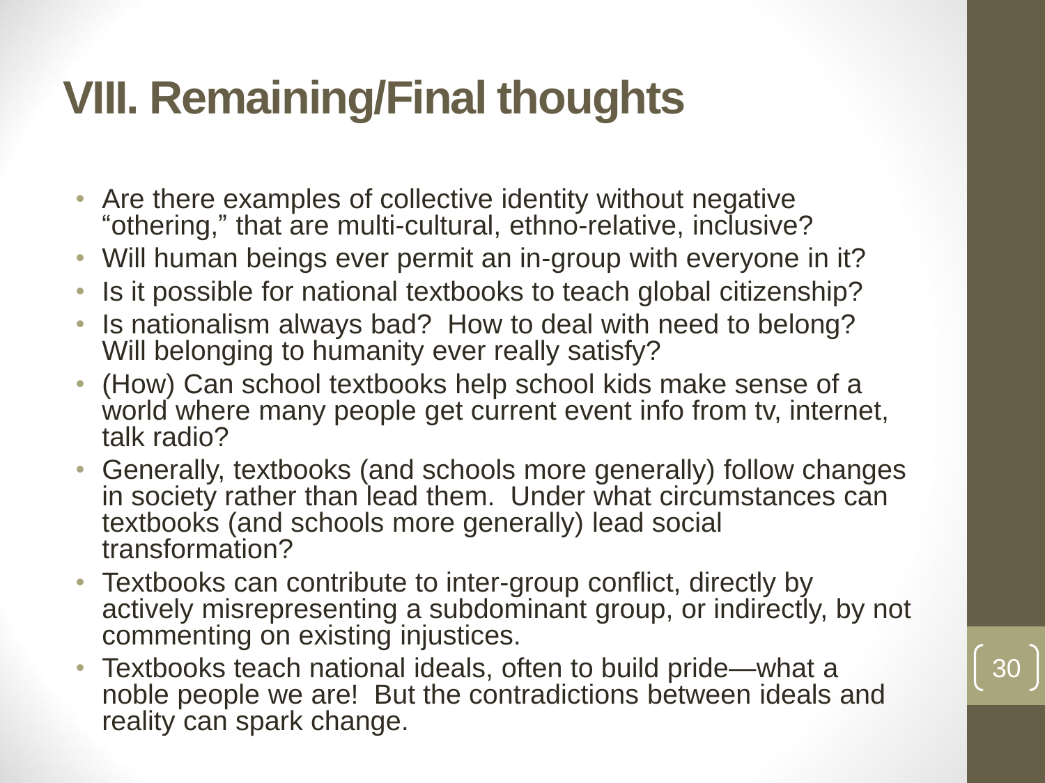# VIII. Remaining/Final thoughts

- Are there examples of collective identity without negative "othering," that are multi-cultural, ethno-relative, inclusive?
- Will human beings ever permit an in-group with everyone in it?
- Is it possible for national textbooks to teach global citizenship?
- Is nationalism always bad? How to deal with need to belong? Will belonging to humanity ever really satisfy?
- (How) Can school textbooks help school kids make sense of a world where many people get current event info from tv, internet, talk radio?
- Generally, textbooks (and schools more generally) follow changes in society rather than lead them. Under what circumstances can textbooks (and schools more generally) lead social transformation?
- Textbooks can contribute to inter-group conflict, directly by actively misrepresenting a subdominant group, or indirectly, by not commenting on existing injustices.
- Textbooks teach national ideals, often to build pride—what a noble people we are! But the contradictions between ideals and reality can spark change.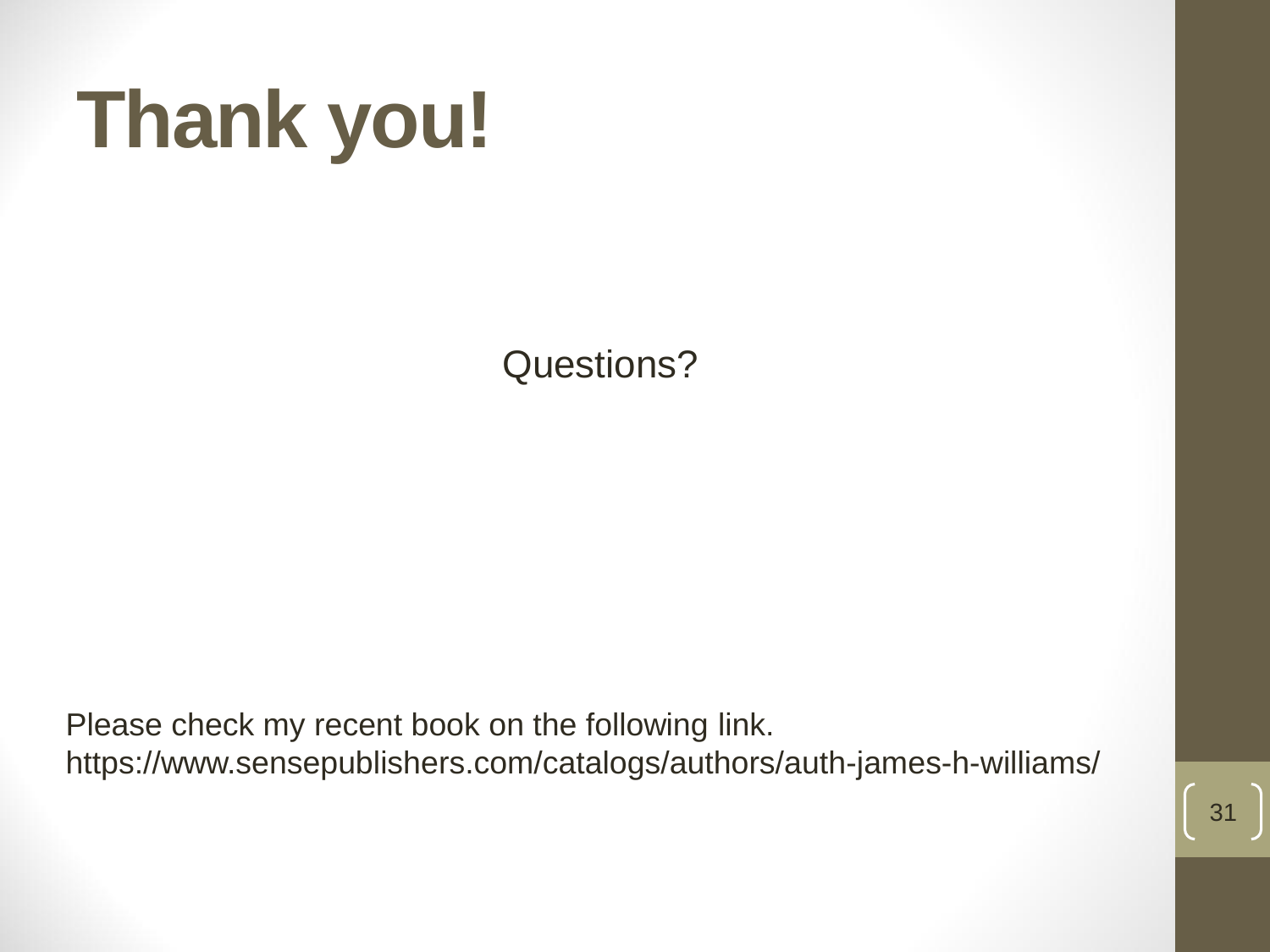# Thank you!

Questions?

Please check my recent book on the following link.
https://www.sensepublishers.com/catalogs/authors/auth-james-h-williams/